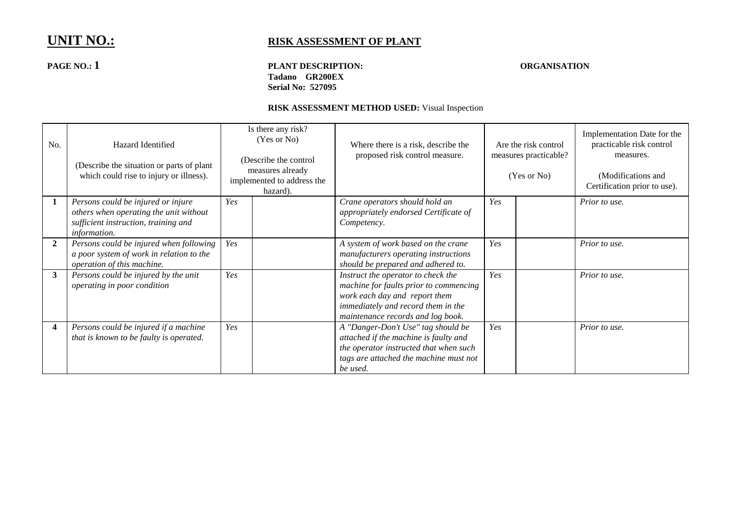# UNIT NO.:

## RISK ASSESSMENT OF PLANT

**PAGE NO.: 1**

**PLANT DESCRIPTION:**
**Tadano GR200EX**
**Serial No: 527095**

**ORGANISATION**

**RISK ASSESSMENT METHOD USED:** Visual Inspection

| No. | Hazard Identified<br><br>(Describe the situation or parts of plant which could rise to injury or illness). | Is there any risk? (Yes or No)<br><br>(Describe the control measures already implemented to address the hazard). | | Where there is a risk, describe the proposed risk control measure. | Are the risk control measures practicable?<br><br>(Yes or No) | | Implementation Date for the practicable risk control measures.<br><br>(Modifications and Certification prior to use). |
|---|---|---|---|---|---|---|---|
| **1** | *Persons could be injured or injure others when operating the unit without sufficient instruction, training and information.* | *Yes* | | *Crane operators should hold an appropriately endorsed Certificate of Competency.* | *Yes* | | *Prior to use.* |
| **2** | *Persons could be injured when following a poor system of work in relation to the operation of this machine.* | *Yes* | | *A system of work based on the crane manufacturers operating instructions should be prepared and adhered to.* | *Yes* | | *Prior to use.* |
| **3** | *Persons could be injured by the unit operating in poor condition* | *Yes* | | *Instruct the operator to check the machine for faults prior to commencing work each day and report them immediately and record them in the maintenance records and log book.* | *Yes* | | *Prior to use.* |
| **4** | *Persons could be injured if a machine that is known to be faulty is operated.* | *Yes* | | *A "Danger-Don't Use" tag should be attached if the machine is faulty and the operator instructed that when such tags are attached the machine must not be used.* | *Yes* | | *Prior to use.* |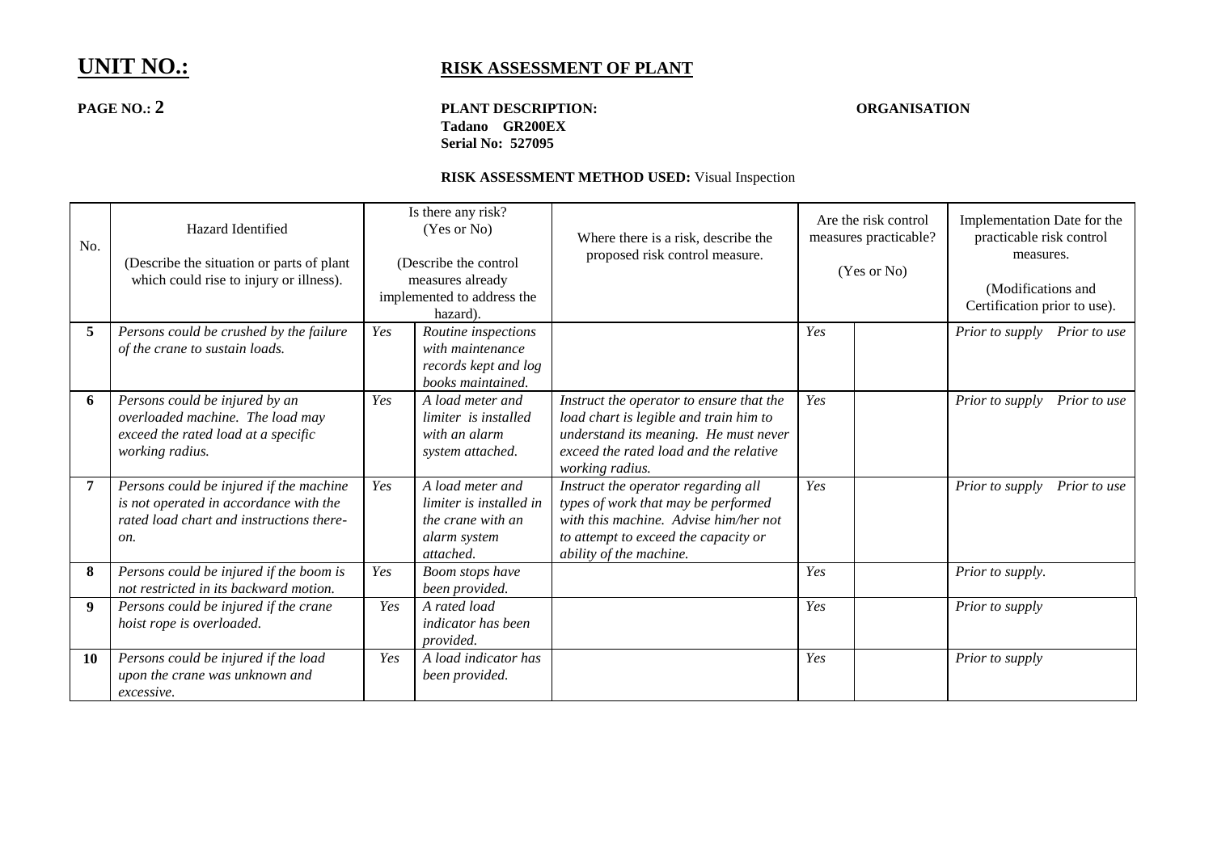# UNIT NO.:

## RISK ASSESSMENT OF PLANT

**PAGE NO.: 2**

**PLANT DESCRIPTION:**
**Tadano GR200EX**
**Serial No: 527095**

**ORGANISATION**

**RISK ASSESSMENT METHOD USED:** Visual Inspection

| No. | Hazard Identified (Describe the situation or parts of plant which could rise to injury or illness). | Is there any risk? (Yes or No) (Describe the control measures already implemented to address the hazard). | | Where there is a risk, describe the proposed risk control measure. | Are the risk control measures practicable? (Yes or No) | | Implementation Date for the practicable risk control measures. (Modifications and Certification prior to use). |
|---|---|---|---|---|---|---|---|
| **5** | *Persons could be crushed by the failure of the crane to sustain loads.* | *Yes* | *Routine inspections with maintenance records kept and log books maintained.* | | *Yes* | | *Prior to supply Prior to use* |
| **6** | *Persons could be injured by an overloaded machine. The load may exceed the rated load at a specific working radius.* | *Yes* | *A load meter and limiter is installed with an alarm system attached.* | *Instruct the operator to ensure that the load chart is legible and train him to understand its meaning. He must never exceed the rated load and the relative working radius.* | *Yes* | | *Prior to supply Prior to use* |
| **7** | *Persons could be injured if the machine is not operated in accordance with the rated load chart and instructions there-on.* | *Yes* | *A load meter and limiter is installed in the crane with an alarm system attached.* | *Instruct the operator regarding all types of work that may be performed with this machine. Advise him/her not to attempt to exceed the capacity or ability of the machine.* | *Yes* | | *Prior to supply Prior to use* |
| **8** | *Persons could be injured if the boom is not restricted in its backward motion.* | *Yes* | *Boom stops have been provided.* | | *Yes* | | *Prior to supply.* |
| **9** | *Persons could be injured if the crane hoist rope is overloaded.* | *Yes* | *A rated load indicator has been provided.* | | *Yes* | | *Prior to supply* |
| **10** | *Persons could be injured if the load upon the crane was unknown and excessive.* | *Yes* | *A load indicator has been provided.* | | *Yes* | | *Prior to supply* |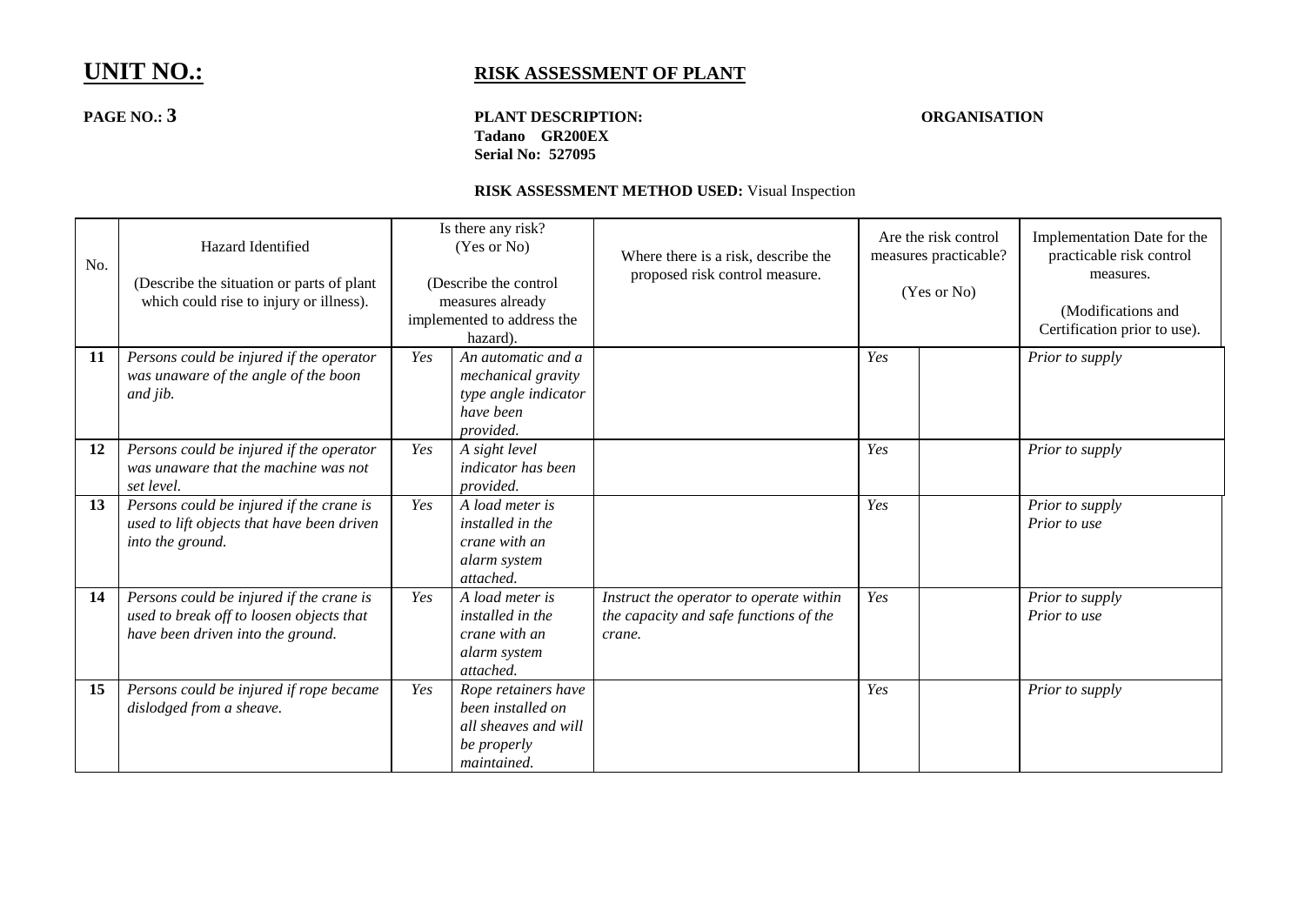# UNIT NO.:

## RISK ASSESSMENT OF PLANT

**PAGE NO.: 3**

**PLANT DESCRIPTION:**
**Tadano GR200EX**
**Serial No: 527095**

**ORGANISATION**

**RISK ASSESSMENT METHOD USED:** Visual Inspection

| No. | Hazard Identified (Describe the situation or parts of plant which could rise to injury or illness). | Is there any risk? (Yes or No) (Describe the control measures already implemented to address the hazard). | | Where there is a risk, describe the proposed risk control measure. | Are the risk control measures practicable? (Yes or No) | | Implementation Date for the practicable risk control measures. (Modifications and Certification prior to use). |
|---|---|---|---|---|---|---|---|
| **11** | *Persons could be injured if the operator was unaware of the angle of the boon and jib.* | *Yes* | *An automatic and a mechanical gravity type angle indicator have been provided.* | | *Yes* | | *Prior to supply* |
| **12** | *Persons could be injured if the operator was unaware that the machine was not set level.* | *Yes* | *A sight level indicator has been provided.* | | *Yes* | | *Prior to supply* |
| **13** | *Persons could be injured if the crane is used to lift objects that have been driven into the ground.* | *Yes* | *A load meter is installed in the crane with an alarm system attached.* | | *Yes* | | *Prior to supply*<br>*Prior to use* |
| **14** | *Persons could be injured if the crane is used to break off to loosen objects that have been driven into the ground.* | *Yes* | *A load meter is installed in the crane with an alarm system attached.* | *Instruct the operator to operate within the capacity and safe functions of the crane.* | *Yes* | | *Prior to supply*<br>*Prior to use* |
| **15** | *Persons could be injured if rope became dislodged from a sheave.* | *Yes* | *Rope retainers have been installed on all sheaves and will be properly maintained.* | | *Yes* | | *Prior to supply* |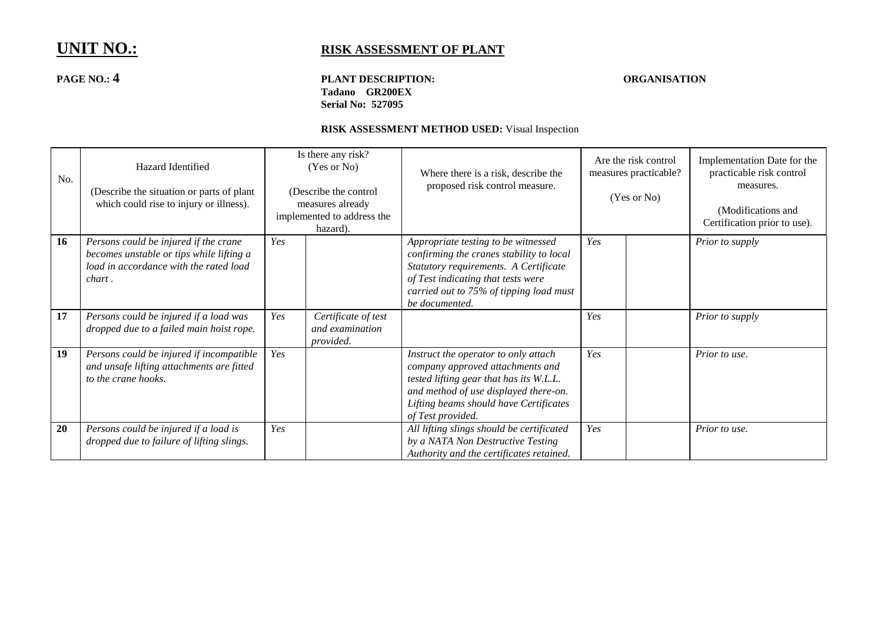**UNIT NO.:** **RISK ASSESSMENT OF PLANT**

**PAGE NO.: 4**

**PLANT DESCRIPTION:**
**Tadano GR200EX**
**Serial No: 527095**

**ORGANISATION**

**RISK ASSESSMENT METHOD USED:** Visual Inspection

| No. | Hazard Identified<br><br>(Describe the situation or parts of plant which could rise to injury or illness). | Is there any risk?<br>(Yes or No)<br><br>(Describe the control measures already implemented to address the hazard). | | Where there is a risk, describe the proposed risk control measure. | Are the risk control measures practicable?<br><br>(Yes or No) | | Implementation Date for the practicable risk control measures.<br><br>(Modifications and Certification prior to use). |
|---|---|---|---|---|---|---|---|
| **16** | *Persons could be injured if the crane becomes unstable or tips while lifting a load in accordance with the rated load chart .* | *Yes* | | *Appropriate testing to be witnessed confirming the cranes stability to local Statutory requirements. A Certificate of Test indicating that tests were carried out to 75% of tipping load must be documented.* | *Yes* | | *Prior to supply* |
| **17** | *Persons could be injured if a load was dropped due to a failed main hoist rope.* | *Yes* | *Certificate of test and examination provided.* | | *Yes* | | *Prior to supply* |
| **19** | *Persons could be injured if incompatible and unsafe lifting attachments are fitted to the crane hooks.* | *Yes* | | *Instruct the operator to only attach company approved attachments and tested lifting gear that has its W.L.L. and method of use displayed there-on. Lifting beams should have Certificates of Test provided.* | *Yes* | | *Prior to use.* |
| **20** | *Persons could be injured if a load is dropped due to failure of lifting slings.* | *Yes* | | *All lifting slings should be certificated by a NATA Non Destructive Testing Authority and the certificates retained.* | *Yes* | | *Prior to use.* |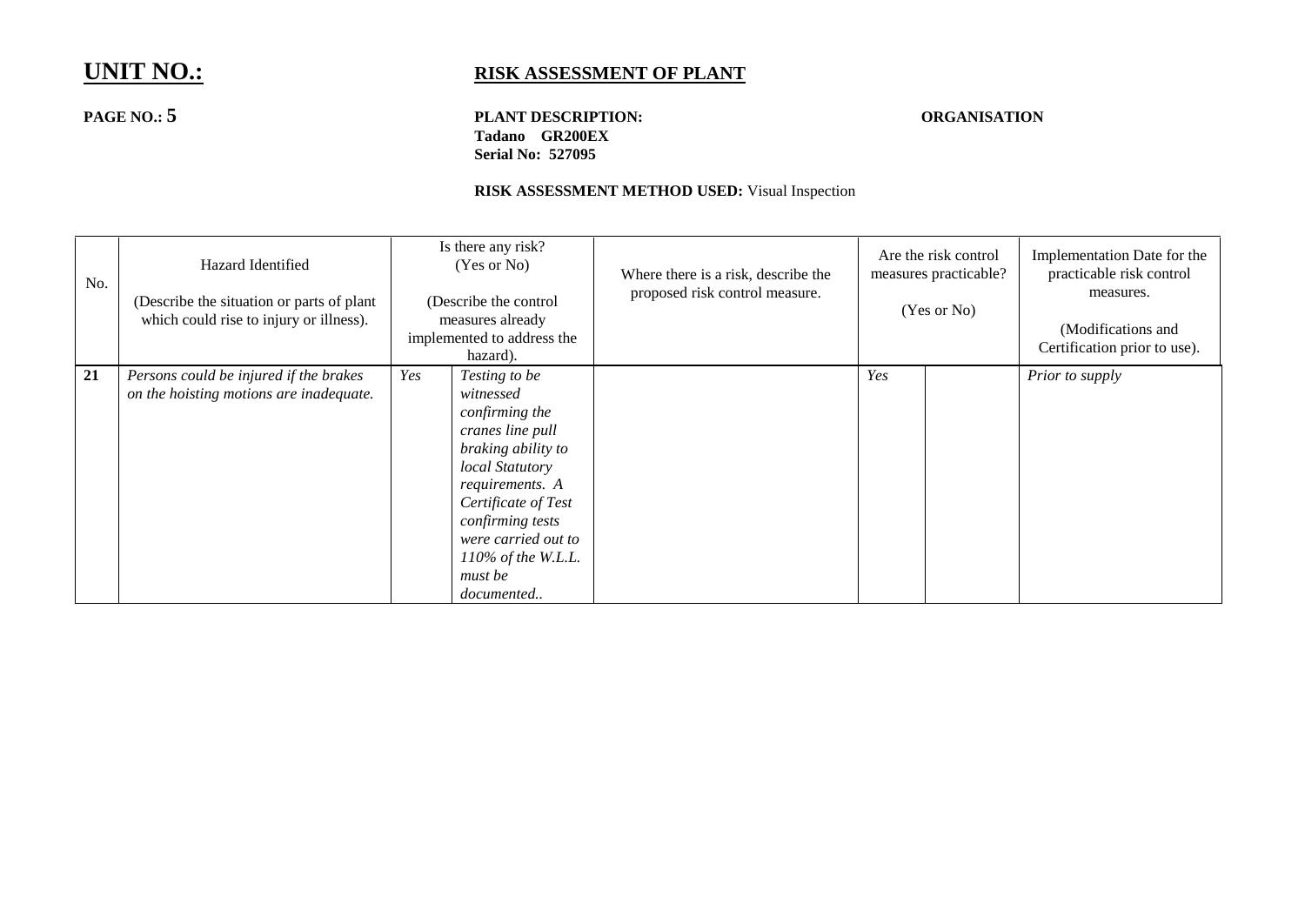# UNIT NO.:

## RISK ASSESSMENT OF PLANT

**PAGE NO.: 5**

**PLANT DESCRIPTION:**
**Tadano GR200EX**
**Serial No: 527095**

**ORGANISATION**

**RISK ASSESSMENT METHOD USED:** Visual Inspection

| No. | Hazard Identified<br><br>(Describe the situation or parts of plant which could rise to injury or illness). | Is there any risk? (Yes or No)<br><br>(Describe the control measures already implemented to address the hazard). | | Where there is a risk, describe the proposed risk control measure. | Are the risk control measures practicable?<br><br>(Yes or No) | | Implementation Date for the practicable risk control measures.<br><br>(Modifications and Certification prior to use). |
|---|---|---|---|---|---|---|---|
| **21** | *Persons could be injured if the brakes on the hoisting motions are inadequate.* | *Yes* | *Testing to be witnessed confirming the cranes line pull braking ability to local Statutory requirements. A Certificate of Test confirming tests were carried out to 110% of the W.L.L. must be documented..* | | *Yes* | | *Prior to supply* |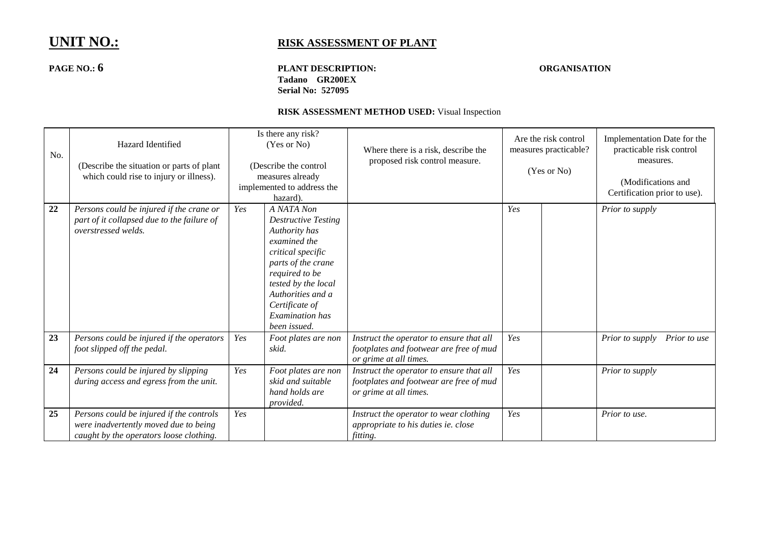# UNIT NO.:

## RISK ASSESSMENT OF PLANT

**PAGE NO.: 6**

**PLANT DESCRIPTION:**
**Tadano GR200EX**
**Serial No: 527095**

**ORGANISATION**

**RISK ASSESSMENT METHOD USED:** Visual Inspection

| No. | Hazard Identified<br><br>(Describe the situation or parts of plant which could rise to injury or illness). | Is there any risk? (Yes or No)<br><br>(Describe the control measures already implemented to address the hazard). | | Where there is a risk, describe the proposed risk control measure. | Are the risk control measures practicable?<br><br>(Yes or No) | | Implementation Date for the practicable risk control measures.<br><br>(Modifications and Certification prior to use). |
|---|---|---|---|---|---|---|---|
| **22** | *Persons could be injured if the crane or part of it collapsed due to the failure of overstressed welds.* | *Yes* | *A NATA Non Destructive Testing Authority has examined the critical specific parts of the crane required to be tested by the local Authorities and a Certificate of Examination has been issued.* | | *Yes* | | *Prior to supply* |
| **23** | *Persons could be injured if the operators foot slipped off the pedal.* | *Yes* | *Foot plates are non skid.* | *Instruct the operator to ensure that all footplates and footwear are free of mud or grime at all times.* | *Yes* | | *Prior to supply Prior to use* |
| **24** | *Persons could be injured by slipping during access and egress from the unit.* | *Yes* | *Foot plates are non skid and suitable hand holds are provided.* | *Instruct the operator to ensure that all footplates and footwear are free of mud or grime at all times.* | *Yes* | | *Prior to supply* |
| **25** | *Persons could be injured if the controls were inadvertently moved due to being caught by the operators loose clothing.* | *Yes* | | *Instruct the operator to wear clothing appropriate to his duties ie. close fitting.* | *Yes* | | *Prior to use.* |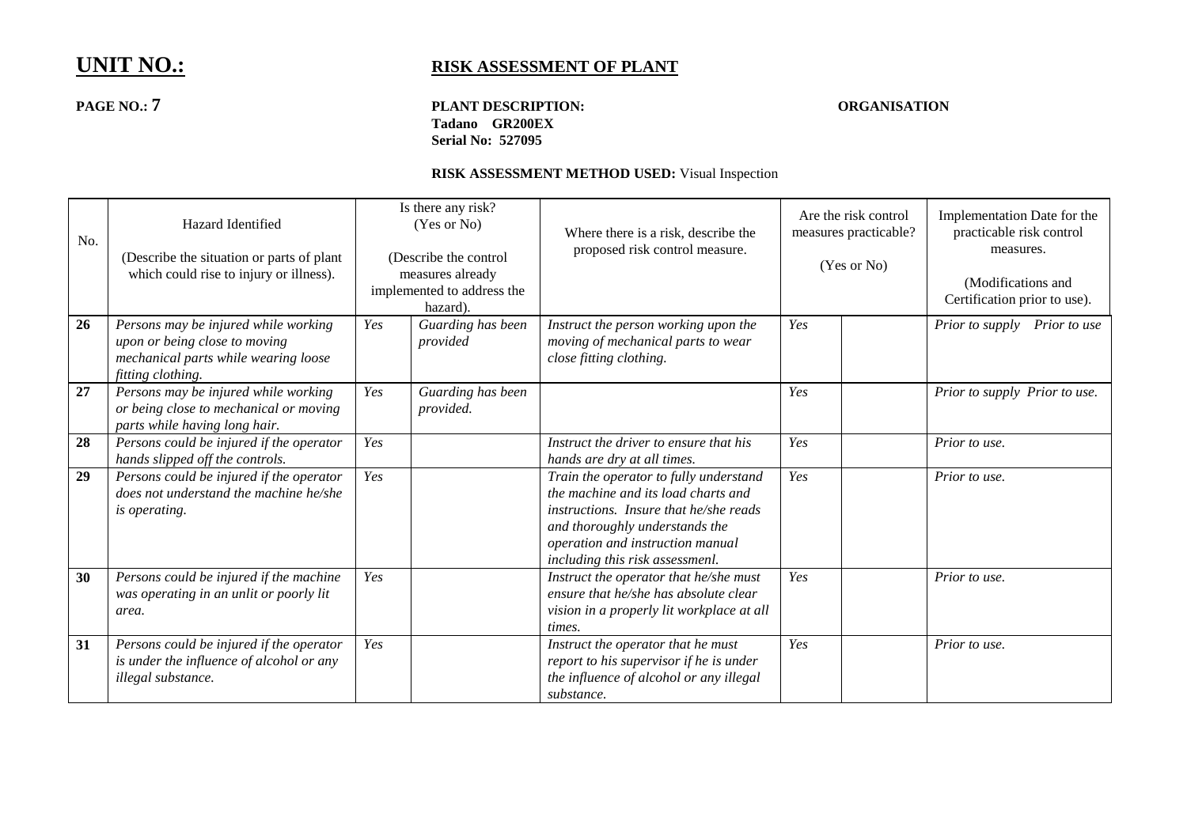# UNIT NO.:

## RISK ASSESSMENT OF PLANT

**PAGE NO.: 7**

**PLANT DESCRIPTION:**
**Tadano GR200EX**
**Serial No: 527095**

**ORGANISATION**

**RISK ASSESSMENT METHOD USED:** Visual Inspection

| No. | Hazard Identified (Describe the situation or parts of plant which could rise to injury or illness). | Is there any risk? (Yes or No) (Describe the control measures already implemented to address the hazard). | | Where there is a risk, describe the proposed risk control measure. | Are the risk control measures practicable? (Yes or No) | | Implementation Date for the practicable risk control measures. (Modifications and Certification prior to use). |
|---|---|---|---|---|---|---|---|
| **26** | *Persons may be injured while working upon or being close to moving mechanical parts while wearing loose fitting clothing.* | *Yes* | *Guarding has been provided* | *Instruct the person working upon the moving of mechanical parts to wear close fitting clothing.* | *Yes* | | *Prior to supply Prior to use* |
| **27** | *Persons may be injured while working or being close to mechanical or moving parts while having long hair.* | *Yes* | *Guarding has been provided.* | | *Yes* | | *Prior to supply Prior to use.* |
| **28** | *Persons could be injured if the operator hands slipped off the controls.* | *Yes* | | *Instruct the driver to ensure that his hands are dry at all times.* | *Yes* | | *Prior to use.* |
| **29** | *Persons could be injured if the operator does not understand the machine he/she is operating.* | *Yes* | | *Train the operator to fully understand the machine and its load charts and instructions. Insure that he/she reads and thoroughly understands the operation and instruction manual including this risk assessmenl.* | *Yes* | | *Prior to use.* |
| **30** | *Persons could be injured if the machine was operating in an unlit or poorly lit area.* | *Yes* | | *Instruct the operator that he/she must ensure that he/she has absolute clear vision in a properly lit workplace at all times.* | *Yes* | | *Prior to use.* |
| **31** | *Persons could be injured if the operator is under the influence of alcohol or any illegal substance.* | *Yes* | | *Instruct the operator that he must report to his supervisor if he is under the influence of alcohol or any illegal substance.* | *Yes* | | *Prior to use.* |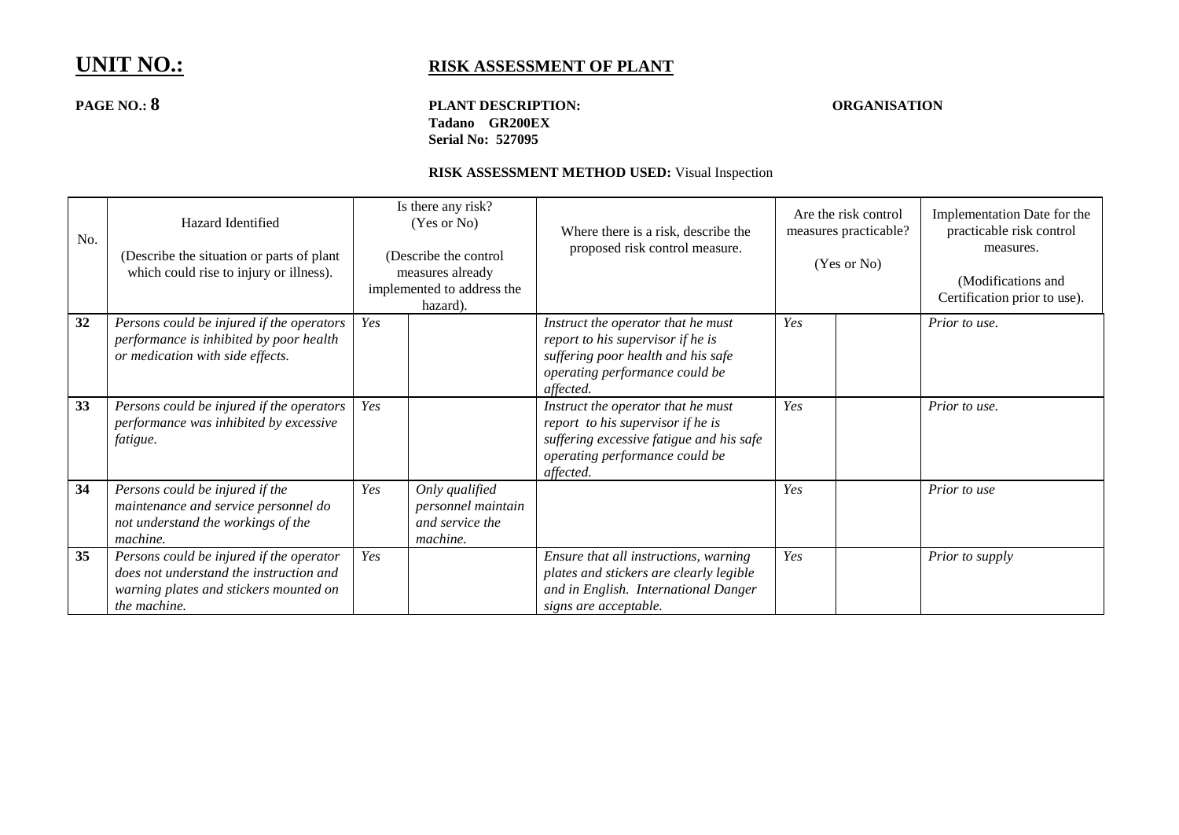**UNIT NO.:**

# RISK ASSESSMENT OF PLANT

**PAGE NO.: 8**

**PLANT DESCRIPTION:**
**Tadano GR200EX**
**Serial No: 527095**

**ORGANISATION**

**RISK ASSESSMENT METHOD USED:** Visual Inspection

| No. | Hazard Identified (Describe the situation or parts of plant which could rise to injury or illness). | Is there any risk? (Yes or No) (Describe the control measures already implemented to address the hazard). | | Where there is a risk, describe the proposed risk control measure. | Are the risk control measures practicable? (Yes or No) | | Implementation Date for the practicable risk control measures. (Modifications and Certification prior to use). |
|---|---|---|---|---|---|---|---|
| **32** | *Persons could be injured if the operators performance is inhibited by poor health or medication with side effects.* | *Yes* | | *Instruct the operator that he must report to his supervisor if he is suffering poor health and his safe operating performance could be affected.* | *Yes* | | *Prior to use.* |
| **33** | *Persons could be injured if the operators performance was inhibited by excessive fatigue.* | *Yes* | | *Instruct the operator that he must report to his supervisor if he is suffering excessive fatigue and his safe operating performance could be affected.* | *Yes* | | *Prior to use.* |
| **34** | *Persons could be injured if the maintenance and service personnel do not understand the workings of the machine.* | *Yes* | *Only qualified personnel maintain and service the machine.* | | *Yes* | | *Prior to use* |
| **35** | *Persons could be injured if the operator does not understand the instruction and warning plates and stickers mounted on the machine.* | *Yes* | | *Ensure that all instructions, warning plates and stickers are clearly legible and in English. International Danger signs are acceptable.* | *Yes* | | *Prior to supply* |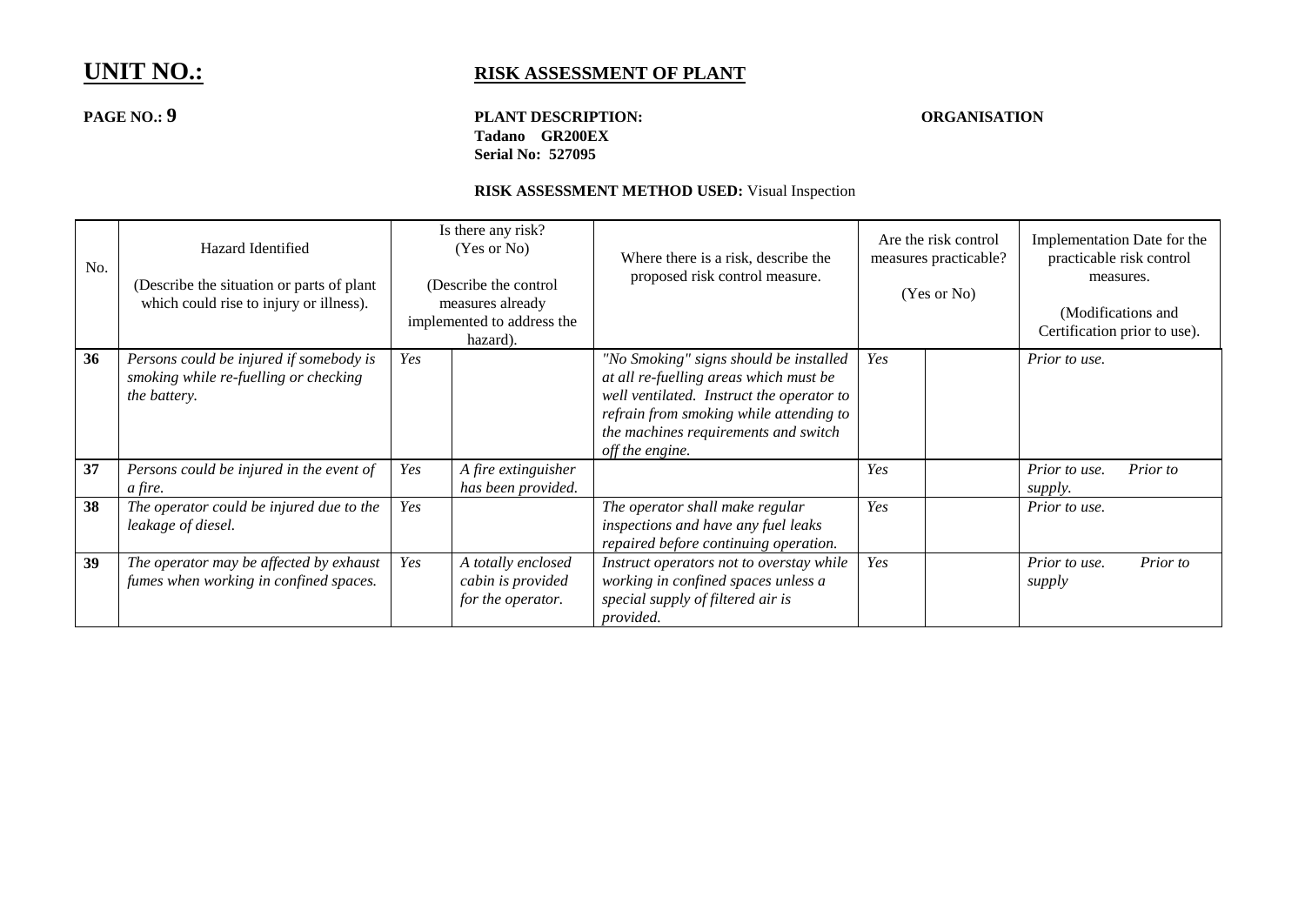**UNIT NO.:**

# RISK ASSESSMENT OF PLANT

**PAGE NO.: 9**

**PLANT DESCRIPTION:**
**Tadano GR200EX**
**Serial No: 527095**

**ORGANISATION**

**RISK ASSESSMENT METHOD USED:** Visual Inspection

| No. | Hazard Identified (Describe the situation or parts of plant which could rise to injury or illness). | Is there any risk? (Yes or No) (Describe the control measures already implemented to address the hazard). | | Where there is a risk, describe the proposed risk control measure. | Are the risk control measures practicable? (Yes or No) | | Implementation Date for the practicable risk control measures. (Modifications and Certification prior to use). |
|---|---|---|---|---|---|---|---|
| **36** | *Persons could be injured if somebody is smoking while re-fuelling or checking the battery.* | *Yes* | | *"No Smoking" signs should be installed at all re-fuelling areas which must be well ventilated. Instruct the operator to refrain from smoking while attending to the machines requirements and switch off the engine.* | *Yes* | | *Prior to use.* |
| **37** | *Persons could be injured in the event of a fire.* | *Yes* | *A fire extinguisher has been provided.* | | *Yes* | | *Prior to use. Prior to supply.* |
| **38** | *The operator could be injured due to the leakage of diesel.* | *Yes* | | *The operator shall make regular inspections and have any fuel leaks repaired before continuing operation.* | *Yes* | | *Prior to use.* |
| **39** | *The operator may be affected by exhaust fumes when working in confined spaces.* | *Yes* | *A totally enclosed cabin is provided for the operator.* | *Instruct operators not to overstay while working in confined spaces unless a special supply of filtered air is provided.* | *Yes* | | *Prior to use. Prior to supply* |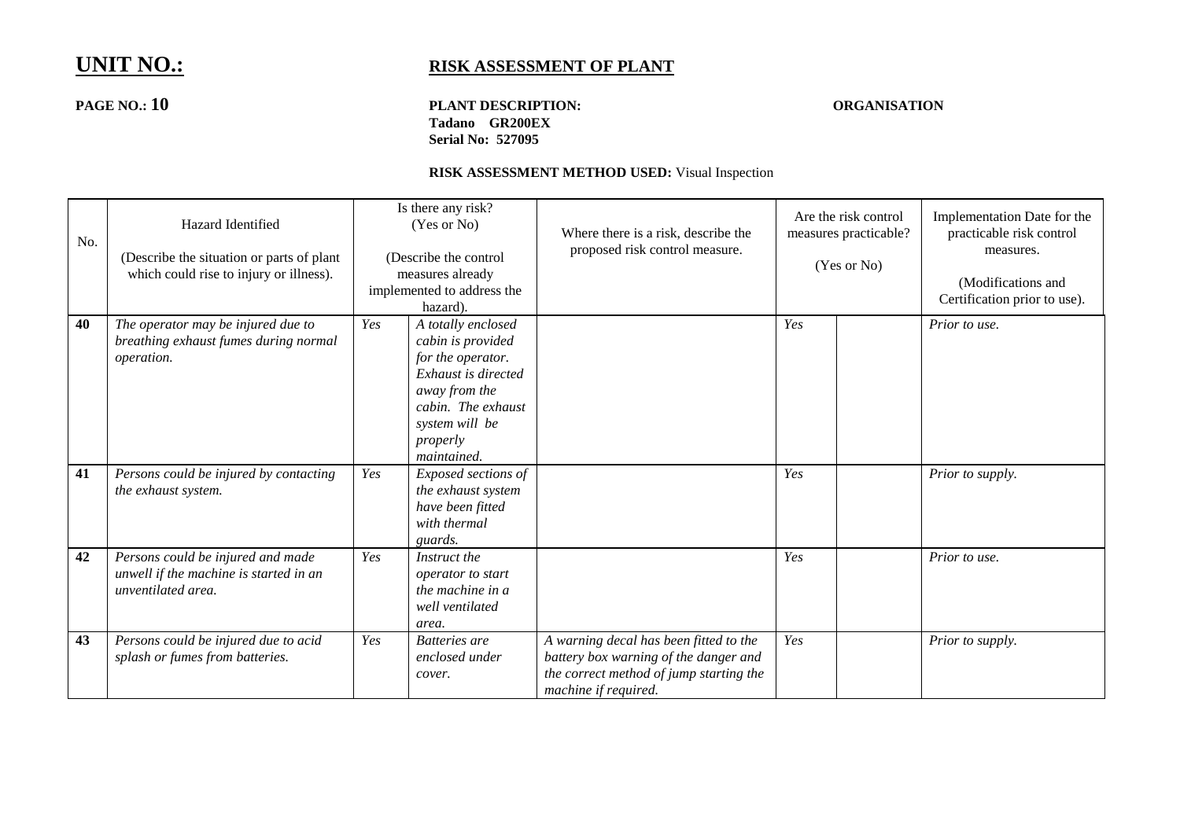# UNIT NO.:

## RISK ASSESSMENT OF PLANT

**PAGE NO.: 10**

**PLANT DESCRIPTION:**
**Tadano GR200EX**
**Serial No: 527095**

**ORGANISATION**

**RISK ASSESSMENT METHOD USED:** Visual Inspection

| No. | Hazard Identified<br><br>(Describe the situation or parts of plant which could rise to injury or illness). | Is there any risk? (Yes or No)<br><br>(Describe the control measures already implemented to address the hazard). | | Where there is a risk, describe the proposed risk control measure. | Are the risk control measures practicable?<br><br>(Yes or No) | | Implementation Date for the practicable risk control measures.<br><br>(Modifications and Certification prior to use). |
|---|---|---|---|---|---|---|---|
| **40** | *The operator may be injured due to breathing exhaust fumes during normal operation.* | *Yes* | *A totally enclosed cabin is provided for the operator. Exhaust is directed away from the cabin. The exhaust system will be properly maintained.* | | *Yes* | | *Prior to use.* |
| **41** | *Persons could be injured by contacting the exhaust system.* | *Yes* | *Exposed sections of the exhaust system have been fitted with thermal guards.* | | *Yes* | | *Prior to supply.* |
| **42** | *Persons could be injured and made unwell if the machine is started in an unventilated area.* | *Yes* | *Instruct the operator to start the machine in a well ventilated area.* | | *Yes* | | *Prior to use.* |
| **43** | *Persons could be injured due to acid splash or fumes from batteries.* | *Yes* | *Batteries are enclosed under cover.* | *A warning decal has been fitted to the battery box warning of the danger and the correct method of jump starting the machine if required.* | *Yes* | | *Prior to supply.* |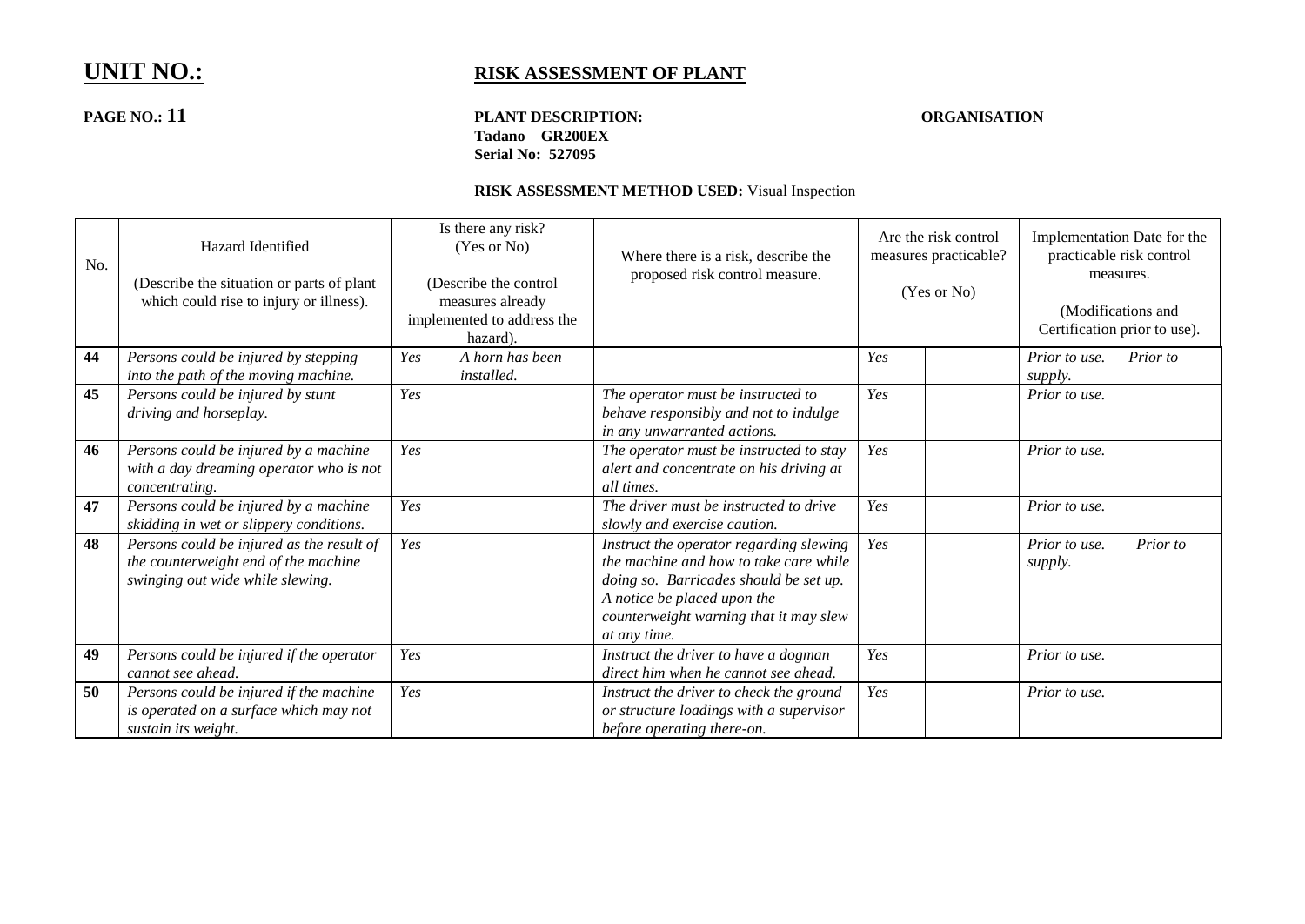# UNIT NO.:

## RISK ASSESSMENT OF PLANT

**PAGE NO.: 11**

**PLANT DESCRIPTION:**
**Tadano GR200EX**
**Serial No: 527095**

**ORGANISATION**

**RISK ASSESSMENT METHOD USED:** Visual Inspection

| No. | Hazard Identified<br><br>(Describe the situation or parts of plant which could rise to injury or illness). | Is there any risk? (Yes or No)<br><br>(Describe the control measures already implemented to address the hazard). | | Where there is a risk, describe the proposed risk control measure. | Are the risk control measures practicable?<br><br>(Yes or No) | | Implementation Date for the practicable risk control measures.<br><br>(Modifications and Certification prior to use). |
|---|---|---|---|---|---|---|---|
| **44** | *Persons could be injured by stepping into the path of the moving machine.* | *Yes* | *A horn has been installed.* | | *Yes* | | *Prior to use. Prior to supply.* |
| **45** | *Persons could be injured by stunt driving and horseplay.* | *Yes* | | *The operator must be instructed to behave responsibly and not to indulge in any unwarranted actions.* | *Yes* | | *Prior to use.* |
| **46** | *Persons could be injured by a machine with a day dreaming operator who is not concentrating.* | *Yes* | | *The operator must be instructed to stay alert and concentrate on his driving at all times.* | *Yes* | | *Prior to use.* |
| **47** | *Persons could be injured by a machine skidding in wet or slippery conditions.* | *Yes* | | *The driver must be instructed to drive slowly and exercise caution.* | *Yes* | | *Prior to use.* |
| **48** | *Persons could be injured as the result of the counterweight end of the machine swinging out wide while slewing.* | *Yes* | | *Instruct the operator regarding slewing the machine and how to take care while doing so. Barricades should be set up. A notice be placed upon the counterweight warning that it may slew at any time.* | *Yes* | | *Prior to use. Prior to supply.* |
| **49** | *Persons could be injured if the operator cannot see ahead.* | *Yes* | | *Instruct the driver to have a dogman direct him when he cannot see ahead.* | *Yes* | | *Prior to use.* |
| **50** | *Persons could be injured if the machine is operated on a surface which may not sustain its weight.* | *Yes* | | *Instruct the driver to check the ground or structure loadings with a supervisor before operating there-on.* | *Yes* | | *Prior to use.* |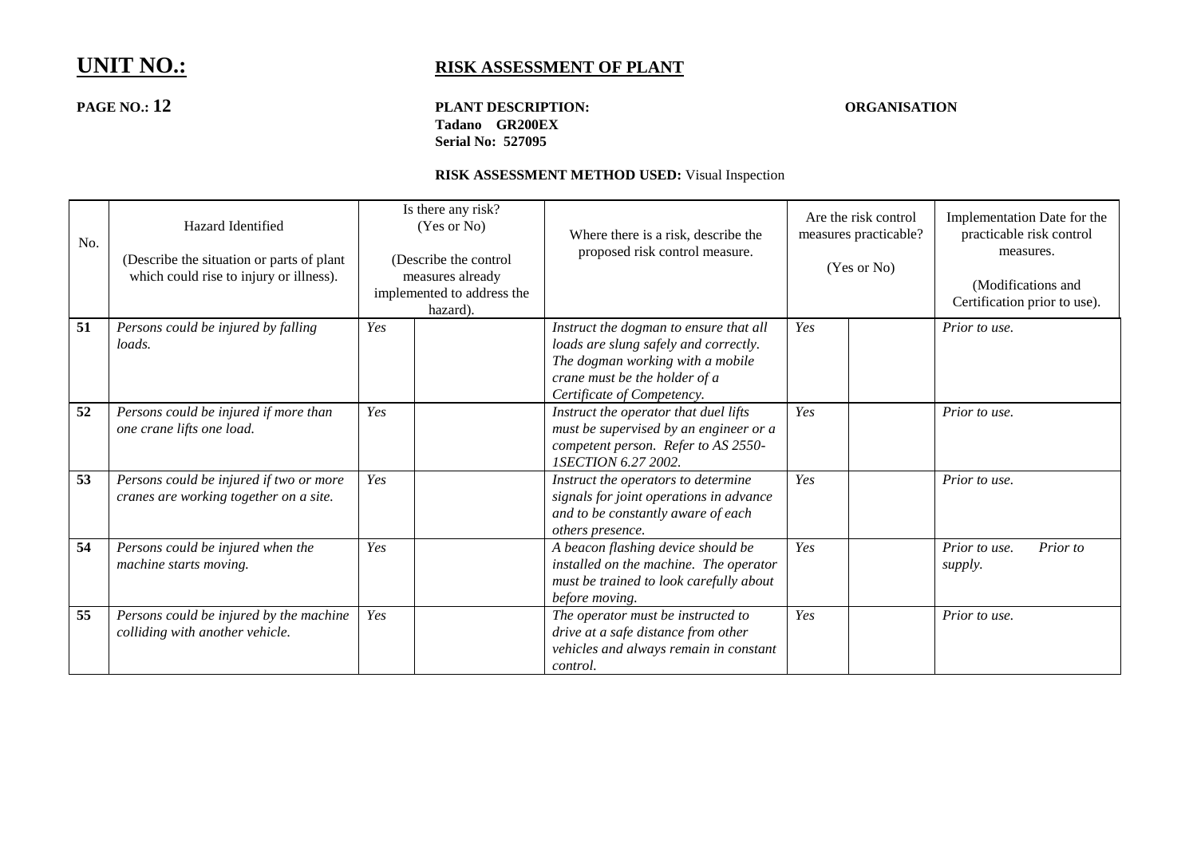**UNIT NO.:** **RISK ASSESSMENT OF PLANT**

**PAGE NO.: 12**

**PLANT DESCRIPTION:**
**Tadano GR200EX**
**Serial No: 527095**

**ORGANISATION**

**RISK ASSESSMENT METHOD USED:** Visual Inspection

| No. | Hazard Identified<br><br>(Describe the situation or parts of plant which could rise to injury or illness). | Is there any risk? (Yes or No)<br><br>(Describe the control measures already implemented to address the hazard). | | Where there is a risk, describe the proposed risk control measure. | Are the risk control measures practicable?<br><br>(Yes or No) | | Implementation Date for the practicable risk control measures.<br><br>(Modifications and Certification prior to use). |
|---|---|---|---|---|---|---|---|
| **51** | *Persons could be injured by falling loads.* | *Yes* | | *Instruct the dogman to ensure that all loads are slung safely and correctly. The dogman working with a mobile crane must be the holder of a Certificate of Competency.* | *Yes* | | *Prior to use.* |
| **52** | *Persons could be injured if more than one crane lifts one load.* | *Yes* | | *Instruct the operator that duel lifts must be supervised by an engineer or a competent person. Refer to AS 2550-1SECTION 6.27 2002.* | *Yes* | | *Prior to use.* |
| **53** | *Persons could be injured if two or more cranes are working together on a site.* | *Yes* | | *Instruct the operators to determine signals for joint operations in advance and to be constantly aware of each others presence.* | *Yes* | | *Prior to use.* |
| **54** | *Persons could be injured when the machine starts moving.* | *Yes* | | *A beacon flashing device should be installed on the machine. The operator must be trained to look carefully about before moving.* | *Yes* | | *Prior to use. Prior to supply.* |
| **55** | *Persons could be injured by the machine colliding with another vehicle.* | *Yes* | | *The operator must be instructed to drive at a safe distance from other vehicles and always remain in constant control.* | *Yes* | | *Prior to use.* |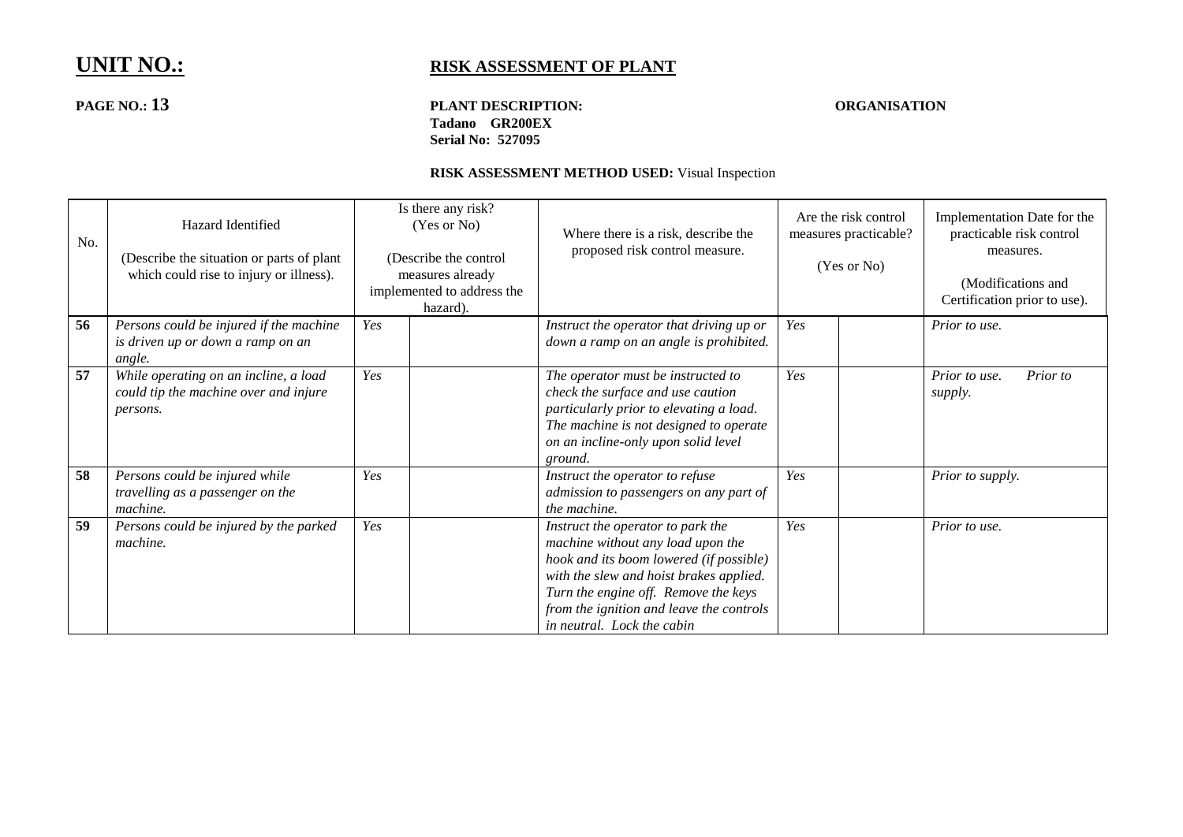# UNIT NO.:

## RISK ASSESSMENT OF PLANT

**PAGE NO.: 13**

**PLANT DESCRIPTION:**
**Tadano GR200EX**
**Serial No: 527095**

**ORGANISATION**

**RISK ASSESSMENT METHOD USED:** Visual Inspection

| No. | Hazard Identified<br><br>(Describe the situation or parts of plant which could rise to injury or illness). | Is there any risk? (Yes or No)<br><br>(Describe the control measures already implemented to address the hazard). | | Where there is a risk, describe the proposed risk control measure. | Are the risk control measures practicable?<br><br>(Yes or No) | | Implementation Date for the practicable risk control measures.<br><br>(Modifications and Certification prior to use). |
|---|---|---|---|---|---|---|---|
| **56** | *Persons could be injured if the machine is driven up or down a ramp on an angle.* | *Yes* | | *Instruct the operator that driving up or down a ramp on an angle is prohibited.* | *Yes* | | *Prior to use.* |
| **57** | *While operating on an incline, a load could tip the machine over and injure persons.* | *Yes* | | *The operator must be instructed to check the surface and use caution particularly prior to elevating a load. The machine is not designed to operate on an incline-only upon solid level ground.* | *Yes* | | *Prior to use. Prior to supply.* |
| **58** | *Persons could be injured while travelling as a passenger on the machine.* | *Yes* | | *Instruct the operator to refuse admission to passengers on any part of the machine.* | *Yes* | | *Prior to supply.* |
| **59** | *Persons could be injured by the parked machine.* | *Yes* | | *Instruct the operator to park the machine without any load upon the hook and its boom lowered (if possible) with the slew and hoist brakes applied. Turn the engine off. Remove the keys from the ignition and leave the controls in neutral. Lock the cabin* | *Yes* | | *Prior to use.* |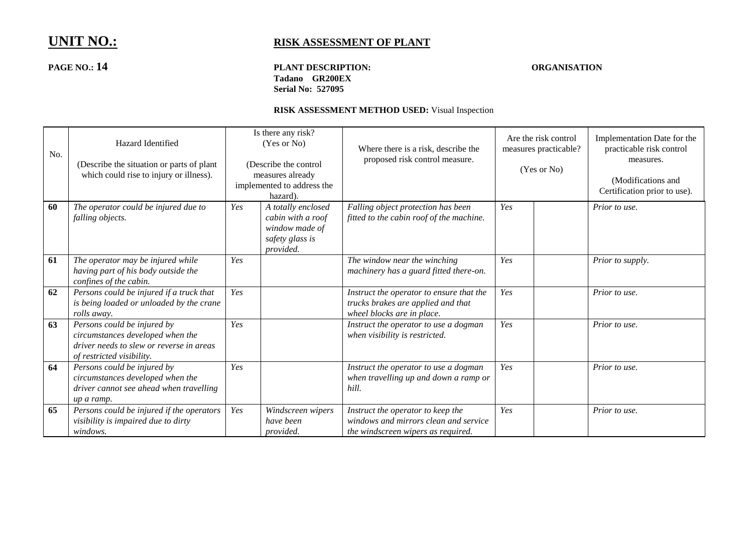# UNIT NO.:

## RISK ASSESSMENT OF PLANT

**PAGE NO.: 14**

**PLANT DESCRIPTION:**
**Tadano GR200EX**
**Serial No: 527095**

**ORGANISATION**

**RISK ASSESSMENT METHOD USED:** Visual Inspection

| No. | Hazard Identified<br><br>(Describe the situation or parts of plant which could rise to injury or illness). | Is there any risk? (Yes or No)<br><br>(Describe the control measures already implemented to address the hazard). | | Where there is a risk, describe the proposed risk control measure. | Are the risk control measures practicable?<br><br>(Yes or No) | | Implementation Date for the practicable risk control measures.<br><br>(Modifications and Certification prior to use). |
|---|---|---|---|---|---|---|---|
| **60** | *The operator could be injured due to falling objects.* | *Yes* | *A totally enclosed cabin with a roof window made of safety glass is provided.* | *Falling object protection has been fitted to the cabin roof of the machine.* | *Yes* | | *Prior to use.* |
| **61** | *The operator may be injured while having part of his body outside the confines of the cabin.* | *Yes* | | *The window near the winching machinery has a guard fitted there-on.* | *Yes* | | *Prior to supply.* |
| **62** | *Persons could be injured if a truck that is being loaded or unloaded by the crane rolls away.* | *Yes* | | *Instruct the operator to ensure that the trucks brakes are applied and that wheel blocks are in place.* | *Yes* | | *Prior to use.* |
| **63** | *Persons could be injured by circumstances developed when the driver needs to slew or reverse in areas of restricted visibility.* | *Yes* | | *Instruct the operator to use a dogman when visibility is restricted.* | *Yes* | | *Prior to use.* |
| **64** | *Persons could be injured by circumstances developed when the driver cannot see ahead when travelling up a ramp.* | *Yes* | | *Instruct the operator to use a dogman when travelling up and down a ramp or hill.* | *Yes* | | *Prior to use.* |
| **65** | *Persons could be injured if the operators visibility is impaired due to dirty windows.* | *Yes* | *Windscreen wipers have been provided.* | *Instruct the operator to keep the windows and mirrors clean and service the windscreen wipers as required.* | *Yes* | | *Prior to use.* |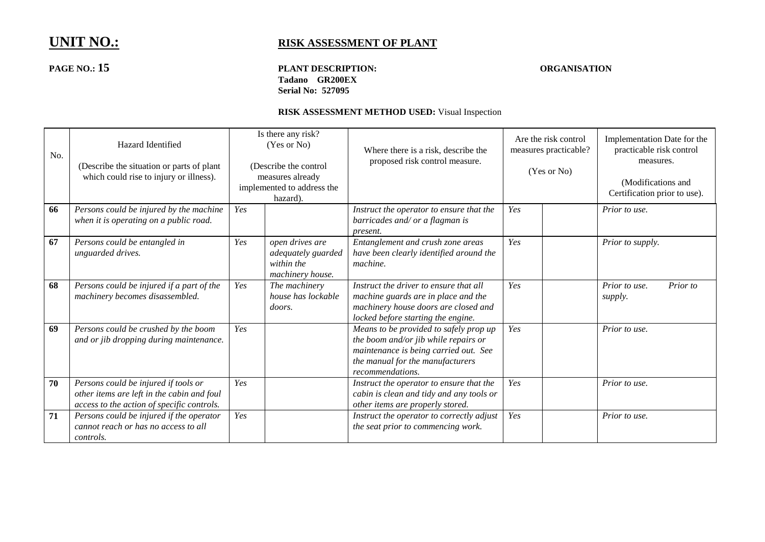# UNIT NO.:

## RISK ASSESSMENT OF PLANT

**PAGE NO.: 15**

**PLANT DESCRIPTION:**
**Tadano GR200EX**
**Serial No: 527095**

**ORGANISATION**

**RISK ASSESSMENT METHOD USED:** Visual Inspection

| No. | Hazard Identified<br><br>(Describe the situation or parts of plant which could rise to injury or illness). | Is there any risk? (Yes or No)<br><br>(Describe the control measures already implemented to address the hazard). | | Where there is a risk, describe the proposed risk control measure. | Are the risk control measures practicable?<br><br>(Yes or No) | | Implementation Date for the practicable risk control measures.<br><br>(Modifications and Certification prior to use). |
|---|---|---|---|---|---|---|---|
| **66** | *Persons could be injured by the machine when it is operating on a public road.* | *Yes* | | *Instruct the operator to ensure that the barricades and/ or a flagman is present.* | *Yes* | | *Prior to use.* |
| **67** | *Persons could be entangled in unguarded drives.* | *Yes* | *open drives are adequately guarded within the machinery house.* | *Entanglement and crush zone areas have been clearly identified around the machine.* | *Yes* | | *Prior to supply.* |
| **68** | *Persons could be injured if a part of the machinery becomes disassembled.* | *Yes* | *The machinery house has lockable doors.* | *Instruct the driver to ensure that all machine guards are in place and the machinery house doors are closed and locked before starting the engine.* | *Yes* | | *Prior to use. Prior to supply.* |
| **69** | *Persons could be crushed by the boom and or jib dropping during maintenance.* | *Yes* | | *Means to be provided to safely prop up the boom and/or jib while repairs or maintenance is being carried out. See the manual for the manufacturers recommendations.* | *Yes* | | *Prior to use.* |
| **70** | *Persons could be injured if tools or other items are left in the cabin and foul access to the action of specific controls.* | *Yes* | | *Instruct the operator to ensure that the cabin is clean and tidy and any tools or other items are properly stored.* | *Yes* | | *Prior to use.* |
| **71** | *Persons could be injured if the operator cannot reach or has no access to all controls.* | *Yes* | | *Instruct the operator to correctly adjust the seat prior to commencing work.* | *Yes* | | *Prior to use.* |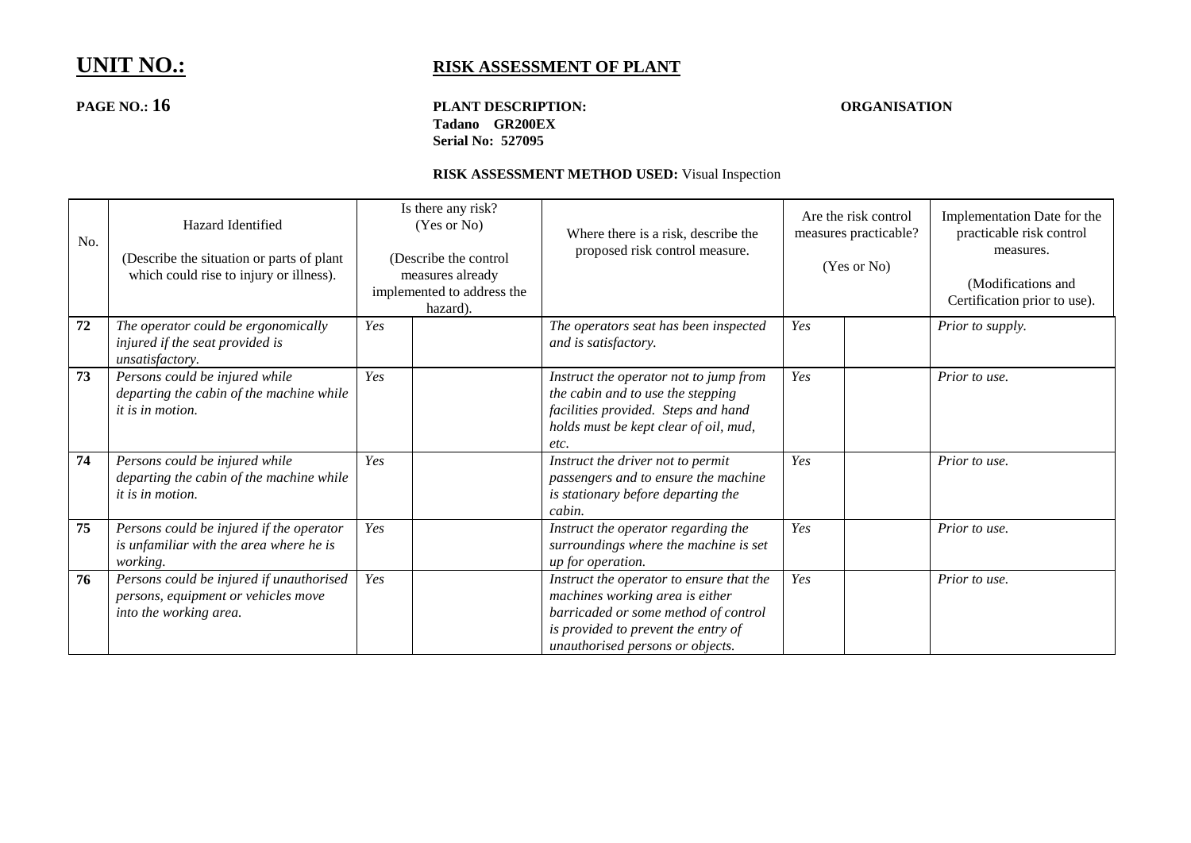# UNIT NO.:

## RISK ASSESSMENT OF PLANT

**PAGE NO.: 16**

**PLANT DESCRIPTION:**
**Tadano GR200EX**
**Serial No: 527095**

**ORGANISATION**

**RISK ASSESSMENT METHOD USED:** Visual Inspection

| No. | Hazard Identified<br><br>(Describe the situation or parts of plant which could rise to injury or illness). | Is there any risk? (Yes or No)<br><br>(Describe the control measures already implemented to address the hazard). | | Where there is a risk, describe the proposed risk control measure. | Are the risk control measures practicable?<br><br>(Yes or No) | | Implementation Date for the practicable risk control measures.<br><br>(Modifications and Certification prior to use). |
|---|---|---|---|---|---|---|---|
| **72** | *The operator could be ergonomically injured if the seat provided is unsatisfactory.* | *Yes* | | *The operators seat has been inspected and is satisfactory.* | *Yes* | | *Prior to supply.* |
| **73** | *Persons could be injured while departing the cabin of the machine while it is in motion.* | *Yes* | | *Instruct the operator not to jump from the cabin and to use the stepping facilities provided. Steps and hand holds must be kept clear of oil, mud, etc.* | *Yes* | | *Prior to use.* |
| **74** | *Persons could be injured while departing the cabin of the machine while it is in motion.* | *Yes* | | *Instruct the driver not to permit passengers and to ensure the machine is stationary before departing the cabin.* | *Yes* | | *Prior to use.* |
| **75** | *Persons could be injured if the operator is unfamiliar with the area where he is working.* | *Yes* | | *Instruct the operator regarding the surroundings where the machine is set up for operation.* | *Yes* | | *Prior to use.* |
| **76** | *Persons could be injured if unauthorised persons, equipment or vehicles move into the working area.* | *Yes* | | *Instruct the operator to ensure that the machines working area is either barricaded or some method of control is provided to prevent the entry of unauthorised persons or objects.* | *Yes* | | *Prior to use.* |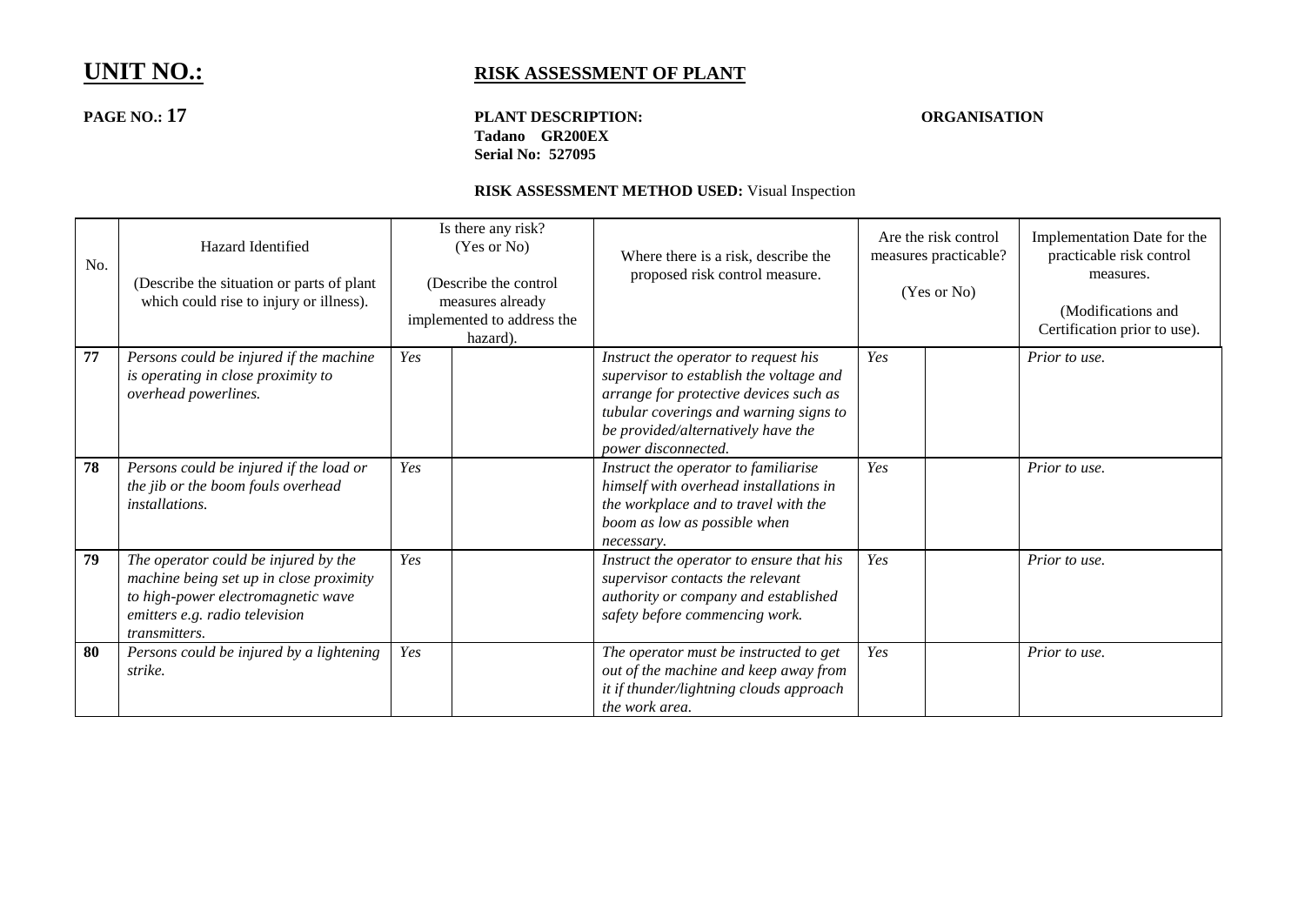# UNIT NO.:

## RISK ASSESSMENT OF PLANT

**PAGE NO.: 17**

**PLANT DESCRIPTION:**
**Tadano GR200EX**
**Serial No: 527095**

**ORGANISATION**

**RISK ASSESSMENT METHOD USED:** Visual Inspection

| No. | Hazard Identified<br><br>(Describe the situation or parts of plant which could rise to injury or illness). | Is there any risk? (Yes or No)<br><br>(Describe the control measures already implemented to address the hazard). | | Where there is a risk, describe the proposed risk control measure. | Are the risk control measures practicable?<br><br>(Yes or No) | | Implementation Date for the practicable risk control measures.<br><br>(Modifications and Certification prior to use). |
|---|---|---|---|---|---|---|---|
| **77** | *Persons could be injured if the machine is operating in close proximity to overhead powerlines.* | *Yes* | | *Instruct the operator to request his supervisor to establish the voltage and arrange for protective devices such as tubular coverings and warning signs to be provided/alternatively have the power disconnected.* | *Yes* | | *Prior to use.* |
| **78** | *Persons could be injured if the load or the jib or the boom fouls overhead installations.* | *Yes* | | *Instruct the operator to familiarise himself with overhead installations in the workplace and to travel with the boom as low as possible when necessary.* | *Yes* | | *Prior to use.* |
| **79** | *The operator could be injured by the machine being set up in close proximity to high-power electromagnetic wave emitters e.g. radio television transmitters.* | *Yes* | | *Instruct the operator to ensure that his supervisor contacts the relevant authority or company and established safety before commencing work.* | *Yes* | | *Prior to use.* |
| **80** | *Persons could be injured by a lightening strike.* | *Yes* | | *The operator must be instructed to get out of the machine and keep away from it if thunder/lightning clouds approach the work area.* | *Yes* | | *Prior to use.* |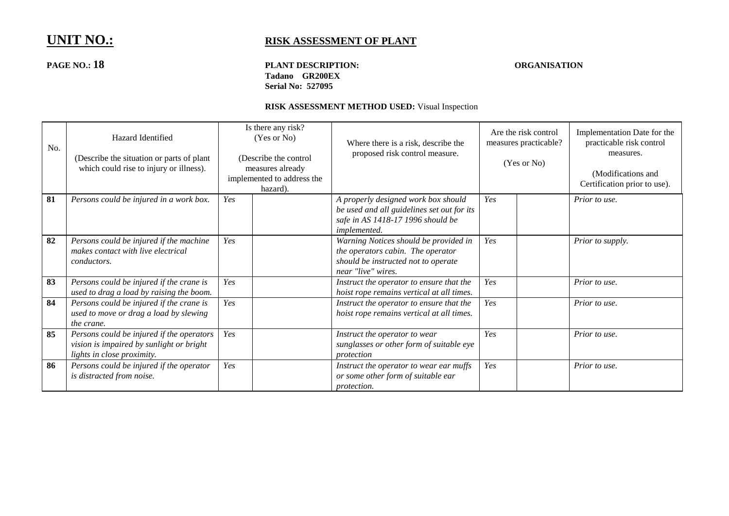# UNIT NO.:

## RISK ASSESSMENT OF PLANT

**PAGE NO.: 18**

**PLANT DESCRIPTION:**
**Tadano GR200EX**
**Serial No: 527095**

**ORGANISATION**

**RISK ASSESSMENT METHOD USED:** Visual Inspection

| No. | Hazard Identified<br><br>(Describe the situation or parts of plant which could rise to injury or illness). | Is there any risk? (Yes or No)<br><br>(Describe the control measures already implemented to address the hazard). | | Where there is a risk, describe the proposed risk control measure. | Are the risk control measures practicable?<br><br>(Yes or No) | | Implementation Date for the practicable risk control measures.<br><br>(Modifications and Certification prior to use). |
|---|---|---|---|---|---|---|---|
| **81** | *Persons could be injured in a work box.* | *Yes* | | *A properly designed work box should be used and all guidelines set out for its safe in AS 1418-17 1996 should be implemented.* | *Yes* | | *Prior to use.* |
| **82** | *Persons could be injured if the machine makes contact with live electrical conductors.* | *Yes* | | *Warning Notices should be provided in the operators cabin. The operator should be instructed not to operate near "live" wires.* | *Yes* | | *Prior to supply.* |
| **83** | *Persons could be injured if the crane is used to drag a load by raising the boom.* | *Yes* | | *Instruct the operator to ensure that the hoist rope remains vertical at all times.* | *Yes* | | *Prior to use.* |
| **84** | *Persons could be injured if the crane is used to move or drag a load by slewing the crane.* | *Yes* | | *Instruct the operator to ensure that the hoist rope remains vertical at all times.* | *Yes* | | *Prior to use.* |
| **85** | *Persons could be injured if the operators vision is impaired by sunlight or bright lights in close proximity.* | *Yes* | | *Instruct the operator to wear sunglasses or other form of suitable eye protection* | *Yes* | | *Prior to use.* |
| **86** | *Persons could be injured if the operator is distracted from noise.* | *Yes* | | *Instruct the operator to wear ear muffs or some other form of suitable ear protection.* | *Yes* | | *Prior to use.* |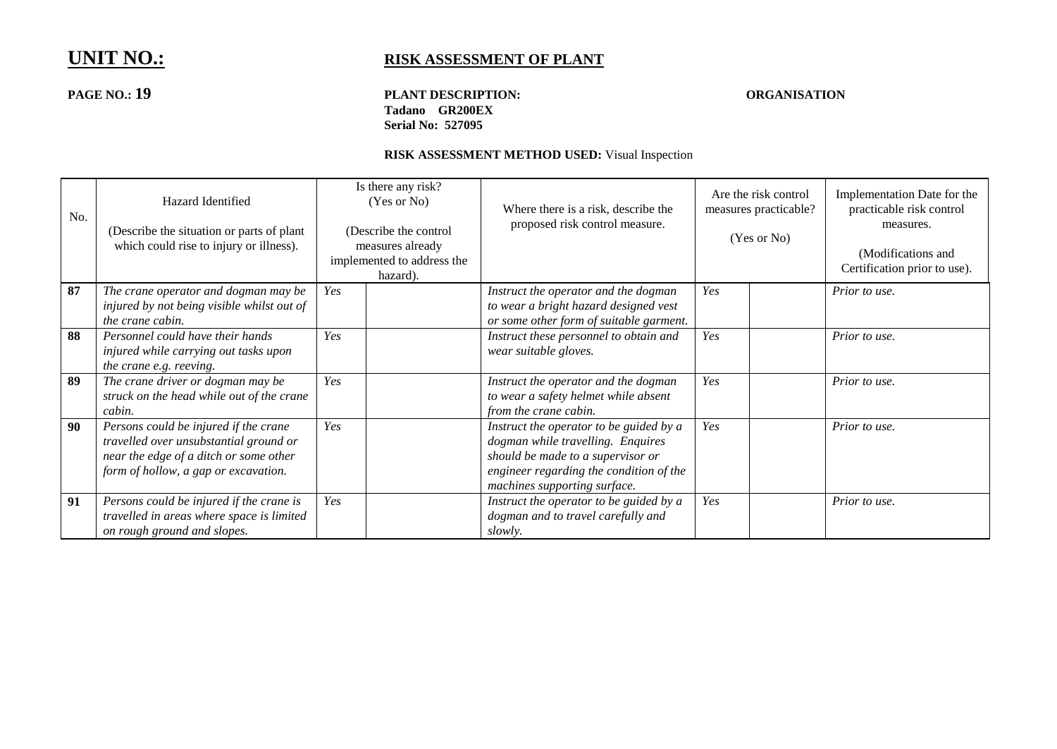# UNIT NO.:

## RISK ASSESSMENT OF PLANT

**PAGE NO.: 19**

**PLANT DESCRIPTION:**
**Tadano GR200EX**
**Serial No: 527095**

**ORGANISATION**

**RISK ASSESSMENT METHOD USED:** Visual Inspection

| No. | Hazard Identified<br><br>(Describe the situation or parts of plant which could rise to injury or illness). | Is there any risk? (Yes or No)<br><br>(Describe the control measures already implemented to address the hazard). | | Where there is a risk, describe the proposed risk control measure. | Are the risk control measures practicable?<br><br>(Yes or No) | | Implementation Date for the practicable risk control measures.<br><br>(Modifications and Certification prior to use). |
|---|---|---|---|---|---|---|---|
| **87** | *The crane operator and dogman may be injured by not being visible whilst out of the crane cabin.* | *Yes* | | *Instruct the operator and the dogman to wear a bright hazard designed vest or some other form of suitable garment.* | *Yes* | | *Prior to use.* |
| **88** | *Personnel could have their hands injured while carrying out tasks upon the crane e.g. reeving.* | *Yes* | | *Instruct these personnel to obtain and wear suitable gloves.* | *Yes* | | *Prior to use.* |
| **89** | *The crane driver or dogman may be struck on the head while out of the crane cabin.* | *Yes* | | *Instruct the operator and the dogman to wear a safety helmet while absent from the crane cabin.* | *Yes* | | *Prior to use.* |
| **90** | *Persons could be injured if the crane travelled over unsubstantial ground or near the edge of a ditch or some other form of hollow, a gap or excavation.* | *Yes* | | *Instruct the operator to be guided by a dogman while travelling. Enquires should be made to a supervisor or engineer regarding the condition of the machines supporting surface.* | *Yes* | | *Prior to use.* |
| **91** | *Persons could be injured if the crane is travelled in areas where space is limited on rough ground and slopes.* | *Yes* | | *Instruct the operator to be guided by a dogman and to travel carefully and slowly.* | *Yes* | | *Prior to use.* |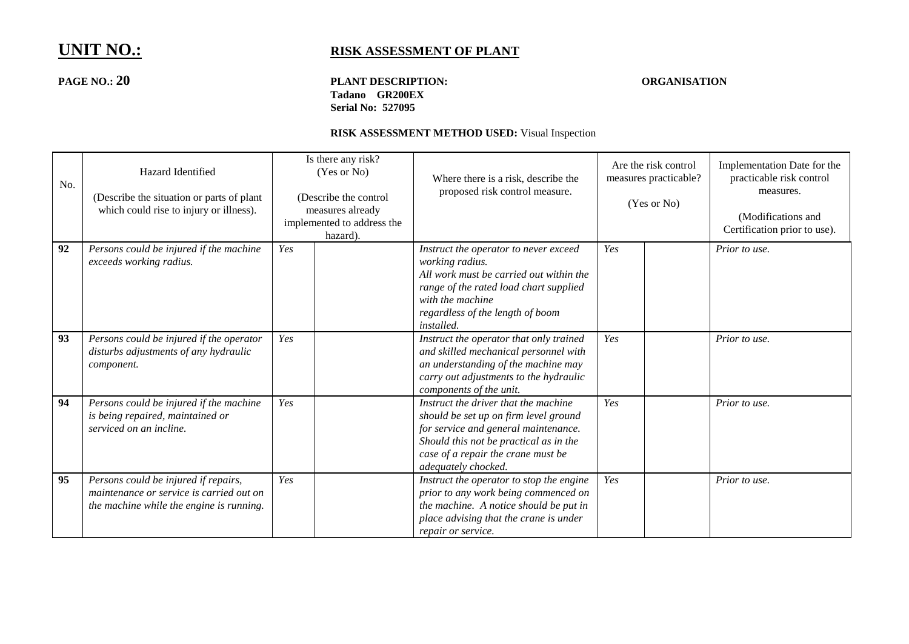# UNIT NO.:

## RISK ASSESSMENT OF PLANT

**PAGE NO.: 20**

**PLANT DESCRIPTION:**
**Tadano GR200EX**
**Serial No: 527095**

**ORGANISATION**

**RISK ASSESSMENT METHOD USED:** Visual Inspection

| No. | Hazard Identified<br><br>(Describe the situation or parts of plant which could rise to injury or illness). | Is there any risk? (Yes or No)<br><br>(Describe the control measures already implemented to address the hazard). | | Where there is a risk, describe the proposed risk control measure. | Are the risk control measures practicable?<br><br>(Yes or No) | | Implementation Date for the practicable risk control measures.<br><br>(Modifications and Certification prior to use). |
|---|---|---|---|---|---|---|---|
| **92** | *Persons could be injured if the machine exceeds working radius.* | *Yes* | | *Instruct the operator to never exceed working radius.*<br>*All work must be carried out within the range of the rated load chart supplied with the machine*<br>*regardless of the length of boom installed.* | *Yes* | | *Prior to use.* |
| **93** | *Persons could be injured if the operator disturbs adjustments of any hydraulic component.* | *Yes* | | *Instruct the operator that only trained and skilled mechanical personnel with an understanding of the machine may carry out adjustments to the hydraulic components of the unit.* | *Yes* | | *Prior to use.* |
| **94** | *Persons could be injured if the machine is being repaired, maintained or serviced on an incline.* | *Yes* | | *Instruct the driver that the machine should be set up on firm level ground for service and general maintenance. Should this not be practical as in the case of a repair the crane must be adequately chocked.* | *Yes* | | *Prior to use.* |
| **95** | *Persons could be injured if repairs, maintenance or service is carried out on the machine while the engine is running.* | *Yes* | | *Instruct the operator to stop the engine prior to any work being commenced on the machine. A notice should be put in place advising that the crane is under repair or service.* | *Yes* | | *Prior to use.* |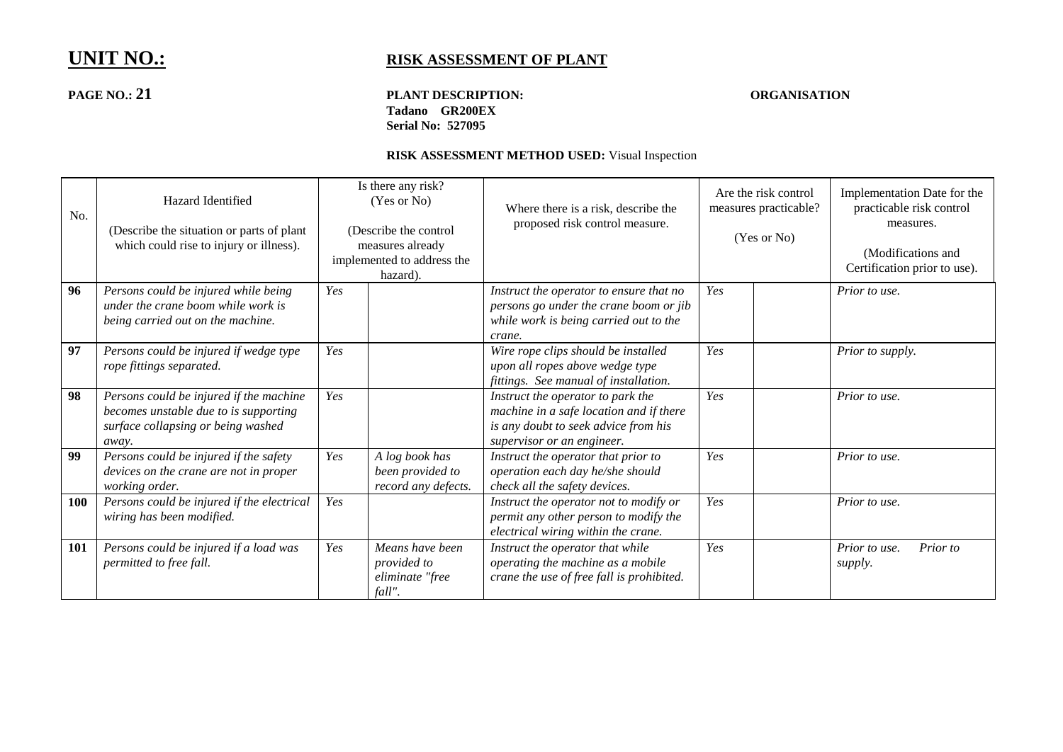# UNIT NO.:

## RISK ASSESSMENT OF PLANT

**PAGE NO.: 21**

**PLANT DESCRIPTION:**
**Tadano GR200EX**
**Serial No: 527095**

**ORGANISATION**

**RISK ASSESSMENT METHOD USED:** Visual Inspection

| No. | Hazard Identified<br>(Describe the situation or parts of plant which could rise to injury or illness). | Is there any risk? (Yes or No)<br>(Describe the control measures already implemented to address the hazard). | | Where there is a risk, describe the proposed risk control measure. | Are the risk control measures practicable?<br>(Yes or No) | | Implementation Date for the practicable risk control measures.<br>(Modifications and Certification prior to use). |
|---|---|---|---|---|---|---|---|
| **96** | *Persons could be injured while being under the crane boom while work is being carried out on the machine.* | *Yes* | | *Instruct the operator to ensure that no persons go under the crane boom or jib while work is being carried out to the crane.* | *Yes* | | *Prior to use.* |
| **97** | *Persons could be injured if wedge type rope fittings separated.* | *Yes* | | *Wire rope clips should be installed upon all ropes above wedge type fittings. See manual of installation.* | *Yes* | | *Prior to supply.* |
| **98** | *Persons could be injured if the machine becomes unstable due to is supporting surface collapsing or being washed away.* | *Yes* | | *Instruct the operator to park the machine in a safe location and if there is any doubt to seek advice from his supervisor or an engineer.* | *Yes* | | *Prior to use.* |
| **99** | *Persons could be injured if the safety devices on the crane are not in proper working order.* | *Yes* | *A log book has been provided to record any defects.* | *Instruct the operator that prior to operation each day he/she should check all the safety devices.* | *Yes* | | *Prior to use.* |
| **100** | *Persons could be injured if the electrical wiring has been modified.* | *Yes* | | *Instruct the operator not to modify or permit any other person to modify the electrical wiring within the crane.* | *Yes* | | *Prior to use.* |
| **101** | *Persons could be injured if a load was permitted to free fall.* | *Yes* | *Means have been provided to eliminate "free fall".* | *Instruct the operator that while operating the machine as a mobile crane the use of free fall is prohibited.* | *Yes* | | *Prior to use. Prior to supply.* |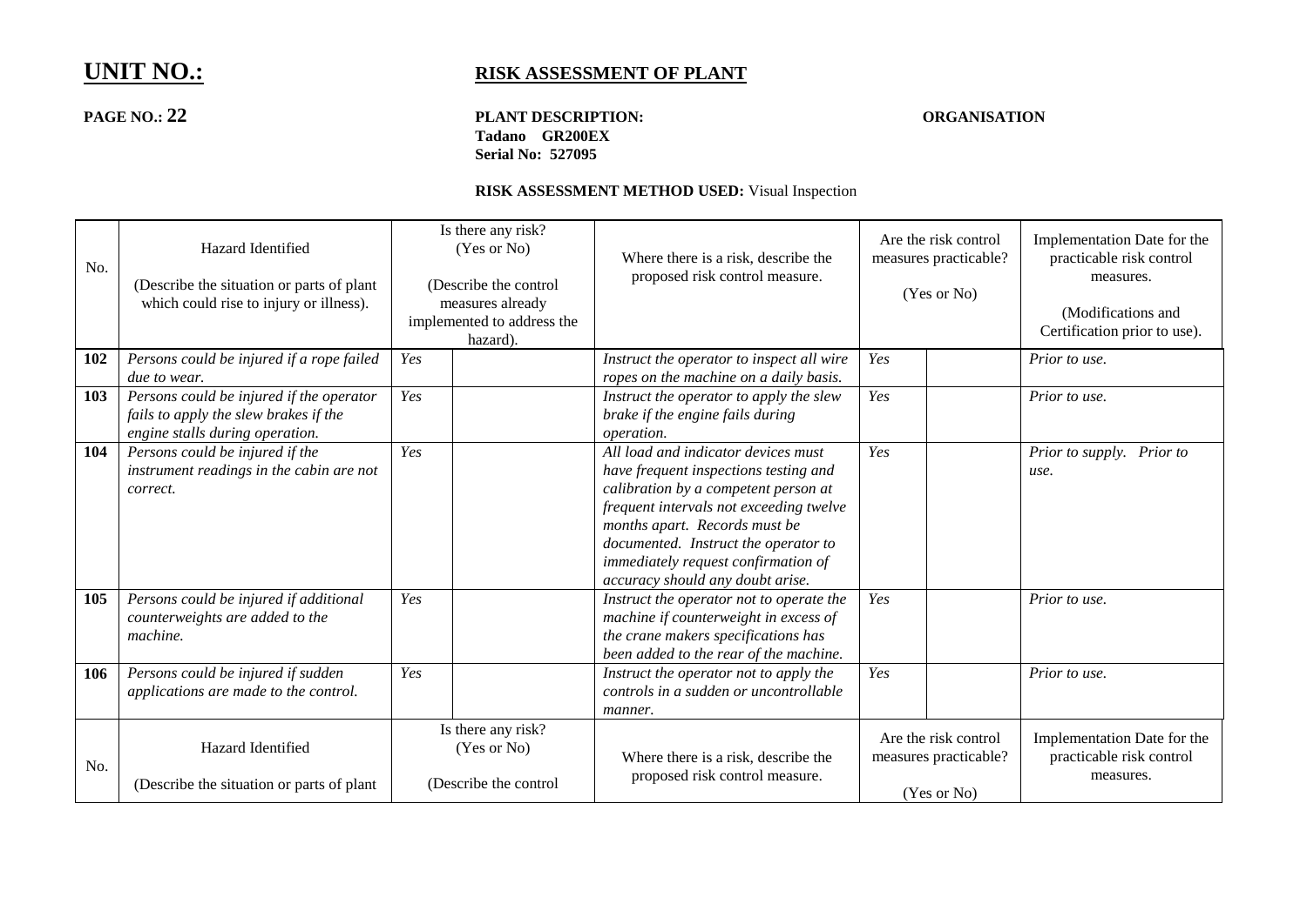# UNIT NO.:

## RISK ASSESSMENT OF PLANT

**PAGE NO.: 22**

**PLANT DESCRIPTION:**
**Tadano GR200EX**
**Serial No: 527095**

**ORGANISATION**

**RISK ASSESSMENT METHOD USED:** Visual Inspection

| No. | Hazard Identified<br><br>(Describe the situation or parts of plant which could rise to injury or illness). | Is there any risk? (Yes or No)<br><br>(Describe the control measures already implemented to address the hazard). | | Where there is a risk, describe the proposed risk control measure. | Are the risk control measures practicable?<br><br>(Yes or No) | | Implementation Date for the practicable risk control measures.<br><br>(Modifications and Certification prior to use). |
|---|---|---|---|---|---|---|---|
| **102** | *Persons could be injured if a rope failed due to wear.* | *Yes* | | *Instruct the operator to inspect all wire ropes on the machine on a daily basis.* | *Yes* | | *Prior to use.* |
| **103** | *Persons could be injured if the operator fails to apply the slew brakes if the engine stalls during operation.* | *Yes* | | *Instruct the operator to apply the slew brake if the engine fails during operation.* | *Yes* | | *Prior to use.* |
| **104** | *Persons could be injured if the instrument readings in the cabin are not correct.* | *Yes* | | *All load and indicator devices must have frequent inspections testing and calibration by a competent person at frequent intervals not exceeding twelve months apart. Records must be documented. Instruct the operator to immediately request confirmation of accuracy should any doubt arise.* | *Yes* | | *Prior to supply. Prior to use.* |
| **105** | *Persons could be injured if additional counterweights are added to the machine.* | *Yes* | | *Instruct the operator not to operate the machine if counterweight in excess of the crane makers specifications has been added to the rear of the machine.* | *Yes* | | *Prior to use.* |
| **106** | *Persons could be injured if sudden applications are made to the control.* | *Yes* | | *Instruct the operator not to apply the controls in a sudden or uncontrollable manner.* | *Yes* | | *Prior to use.* |
| No. | Hazard Identified<br><br>(Describe the situation or parts of plant | Is there any risk? (Yes or No)<br><br>(Describe the control | | Where there is a risk, describe the proposed risk control measure. | Are the risk control measures practicable?<br><br>(Yes or No) | | Implementation Date for the practicable risk control measures. |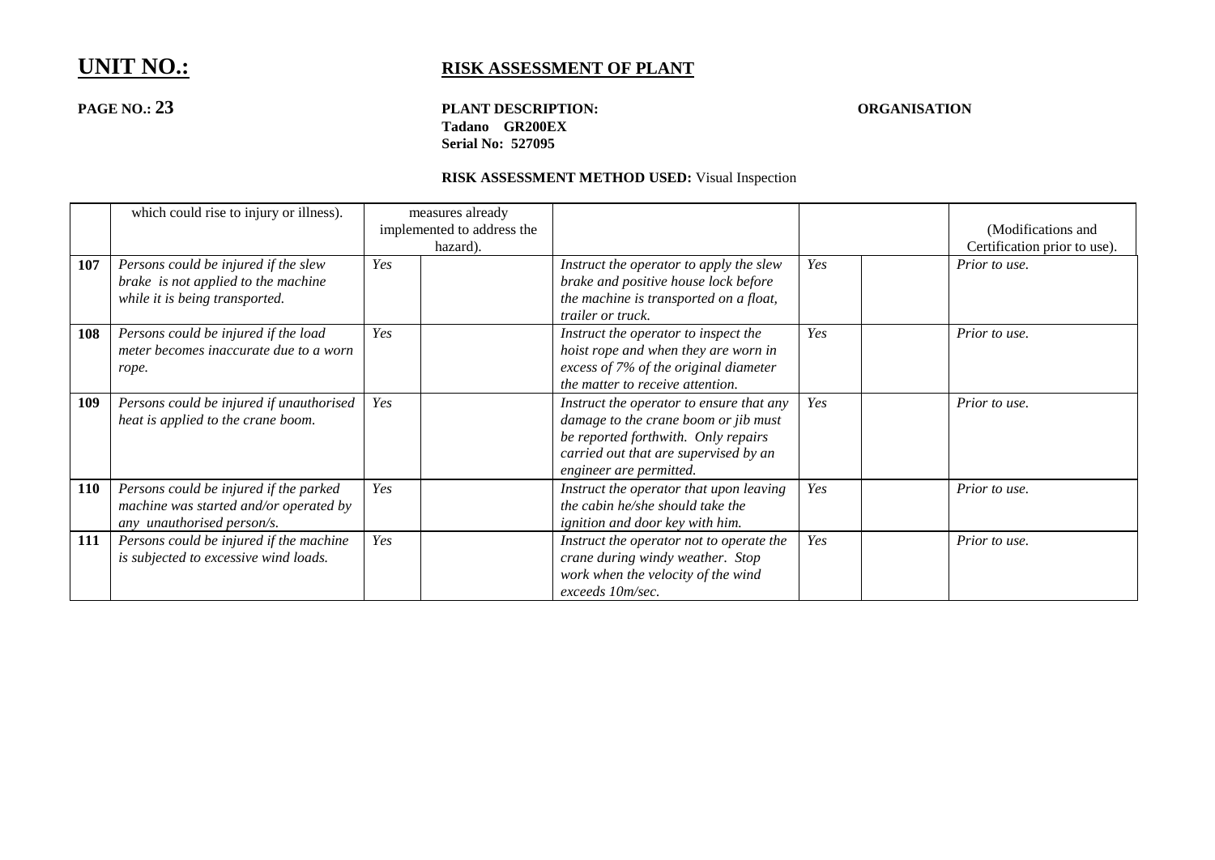# UNIT NO.:

# RISK ASSESSMENT OF PLANT

**PAGE NO.: 23**

**PLANT DESCRIPTION:**
**Tadano GR200EX**
**Serial No: 527095**

**ORGANISATION**

**RISK ASSESSMENT METHOD USED:** Visual Inspection

| | which could rise to injury or illness). | measures already implemented to address the hazard). | | | | | (Modifications and Certification prior to use). |
|---|---|---|---|---|---|---|---|
| **107** | *Persons could be injured if the slew brake is not applied to the machine while it is being transported.* | *Yes* | | *Instruct the operator to apply the slew brake and positive house lock before the machine is transported on a float, trailer or truck.* | *Yes* | | *Prior to use.* |
| **108** | *Persons could be injured if the load meter becomes inaccurate due to a worn rope.* | *Yes* | | *Instruct the operator to inspect the hoist rope and when they are worn in excess of 7% of the original diameter the matter to receive attention.* | *Yes* | | *Prior to use.* |
| **109** | *Persons could be injured if unauthorised heat is applied to the crane boom.* | *Yes* | | *Instruct the operator to ensure that any damage to the crane boom or jib must be reported forthwith. Only repairs carried out that are supervised by an engineer are permitted.* | *Yes* | | *Prior to use.* |
| **110** | *Persons could be injured if the parked machine was started and/or operated by any unauthorised person/s.* | *Yes* | | *Instruct the operator that upon leaving the cabin he/she should take the ignition and door key with him.* | *Yes* | | *Prior to use.* |
| **111** | *Persons could be injured if the machine is subjected to excessive wind loads.* | *Yes* | | *Instruct the operator not to operate the crane during windy weather. Stop work when the velocity of the wind exceeds 10m/sec.* | *Yes* | | *Prior to use.* |